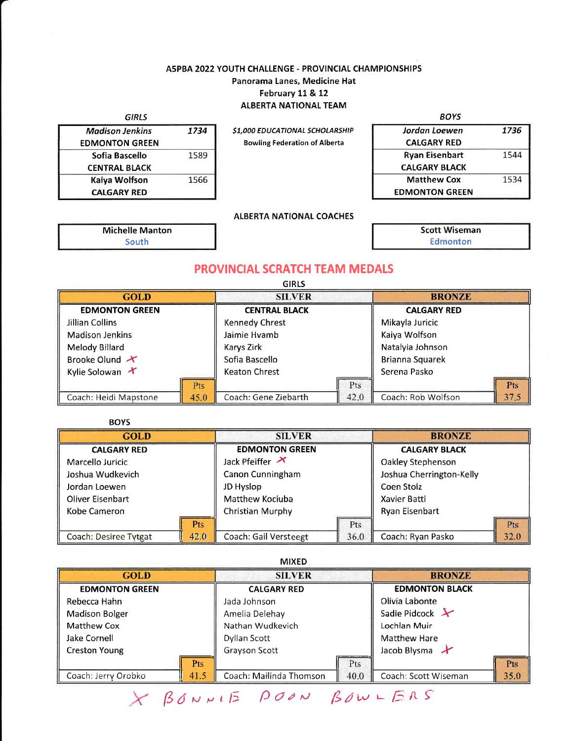# A5PBA 2022 YOUTH CHALLENGE - PROVINCIAL CHAMPIONSHIPS

**Panorama Lanes, Medicine Hat**

**February 11 & 12**

## ALBERTA NATIONAL TEAM

| GIRLS | | | BOYS | |
|---|---|---|---|---|
| *Madison Jenkins* | *1734* | *$1,000 EDUCATIONAL SCHOLARSHIP* | *Jordan Loewen* | *1736* |
| EDMONTON GREEN | | Bowling Federation of Alberta | CALGARY RED | |
| Sofia Bascello | 1589 | | Ryan Eisenbart | 1544 |
| CENTRAL BLACK | | | CALGARY BLACK | |
| Kaiya Wolfson | 1566 | | Matthew Cox | 1534 |
| CALGARY RED | | | EDMONTON GREEN | |

## ALBERTA NATIONAL COACHES

| Michelle Manton | Scott Wiseman |
|---|---|
| South | Edmonton |

## PROVINCIAL SCRATCH TEAM MEDALS

### GIRLS

| GOLD | | SILVER | | BRONZE | |
|---|---|---|---|---|---|
| EDMONTON GREEN | | CENTRAL BLACK | | CALGARY RED | |
| Jillian Collins | | Kennedy Chrest | | Mikayla Juricic | |
| Madison Jenkins | | Jaimie Hvamb | | Kaiya Wolfson | |
| Melody Billard | | Karys Zirk | | Natalyia Johnson | |
| Brooke Olund X | | Sofia Bascello | | Brianna Squarek | |
| Kylie Solowan X | | Keaton Chrest | | Serena Pasko | |
| | Pts | | Pts | | Pts |
| Coach: Heidi Mapstone | 45.0 | Coach: Gene Ziebarth | 42.0 | Coach: Rob Wolfson | 37.5 |

### BOYS

| GOLD | | SILVER | | BRONZE | |
|---|---|---|---|---|---|
| CALGARY RED | | EDMONTON GREEN | | CALGARY BLACK | |
| Marcello Juricic | | Jack Pfeiffer X | | Oakley Stephenson | |
| Joshua Wudkevich | | Canon Cunningham | | Joshua Cherrington-Kelly | |
| Jordan Loewen | | JD Hyslop | | Coen Stolz | |
| Oliver Eisenbart | | Matthew Kociuba | | Xavier Batti | |
| Kobe Cameron | | Christian Murphy | | Ryan Eisenbart | |
| | Pts | | Pts | | Pts |
| Coach: Desiree Tytgat | 42.0 | Coach: Gail Versteegt | 36.0 | Coach: Ryan Pasko | 32.0 |

### MIXED

| GOLD | | SILVER | | BRONZE | |
|---|---|---|---|---|---|
| EDMONTON GREEN | | CALGARY RED | | EDMONTON BLACK | |
| Rebecca Hahn | | Jada Johnson | | Olivia Labonte | |
| Madison Bolger | | Amelia Delehay | | Sadie Pidcock X | |
| Matthew Cox | | Nathan Wudkevich | | Lochlan Muir | |
| Jake Cornell | | Dyllan Scott | | Matthew Hare | |
| Creston Young | | Grayson Scott | | Jacob Blysma X | |
| | Pts | | Pts | | Pts |
| Coach: Jerry Orobko | 41.5 | Coach: Mailinda Thomson | 40.0 | Coach: Scott Wiseman | 35.0 |

X BONNIE DOON BOWLERS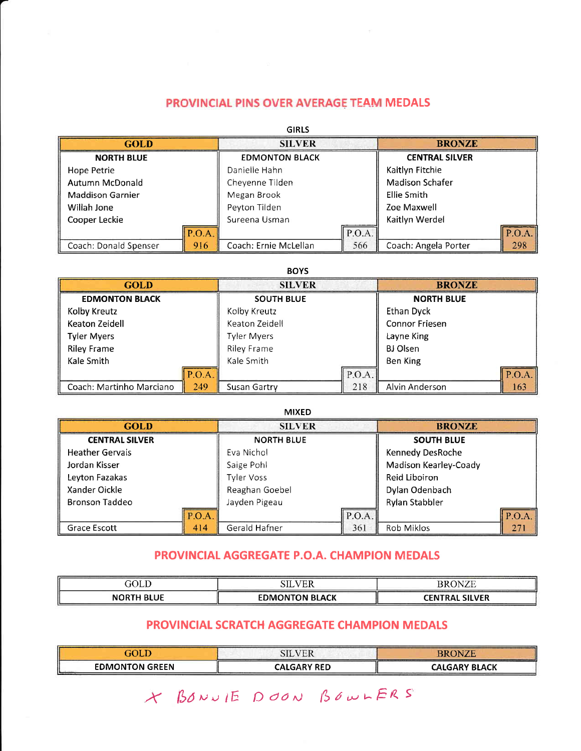## PROVINCIAL PINS OVER AVERAGE TEAM MEDALS

### GIRLS

| GOLD | | SILVER | | BRONZE | |
|---|---|---|---|---|---|
| **NORTH BLUE** | | **EDMONTON BLACK** | | **CENTRAL SILVER** | |
| Hope Petrie | | Danielle Hahn | | Kaitlyn Fitchie | |
| Autumn McDonald | | Cheyenne Tilden | | Madison Schafer | |
| Maddison Garnier | | Megan Brook | | Ellie Smith | |
| Willah Jone | | Peyton Tilden | | Zoe Maxwell | |
| Cooper Leckie | | Sureena Usman | | Kaitlyn Werdel | |
| | P.O.A. | | P.O.A. | | P.O.A. |
| Coach: Donald Spenser | 916 | Coach: Ernie McLellan | 566 | Coach: Angela Porter | 298 |

### BOYS

| GOLD | | SILVER | | BRONZE | |
|---|---|---|---|---|---|
| **EDMONTON BLACK** | | **SOUTH BLUE** | | **NORTH BLUE** | |
| Kolby Kreutz | | Kolby Kreutz | | Ethan Dyck | |
| Keaton Zeidell | | Keaton Zeidell | | Connor Friesen | |
| Tyler Myers | | Tyler Myers | | Layne King | |
| Riley Frame | | Riley Frame | | BJ Olsen | |
| Kale Smith | | Kale Smith | | Ben King | |
| | P.O.A. | | P.O.A. | | P.O.A. |
| Coach: Martinho Marciano | 249 | Susan Gartry | 218 | Alvin Anderson | 163 |

### MIXED

| GOLD | | SILVER | | BRONZE | |
|---|---|---|---|---|---|
| **CENTRAL SILVER** | | **NORTH BLUE** | | **SOUTH BLUE** | |
| Heather Gervais | | Eva Nichol | | Kennedy DesRoche | |
| Jordan Kisser | | Saige Pohl | | Madison Kearley-Coady | |
| Leyton Fazakas | | Tyler Voss | | Reid Liboiron | |
| Xander Oickle | | Reaghan Goebel | | Dylan Odenbach | |
| Bronson Taddeo | | Jayden Pigeau | | Rylan Stabbler | |
| | P.O.A. | | P.O.A. | | P.O.A. |
| Grace Escott | 414 | Gerald Hafner | 361 | Rob Miklos | 271 |

## PROVINCIAL AGGREGATE P.O.A. CHAMPION MEDALS

| GOLD | SILVER | BRONZE |
|---|---|---|
| **NORTH BLUE** | **EDMONTON BLACK** | **CENTRAL SILVER** |

## PROVINCIAL SCRATCH AGGREGATE CHAMPION MEDALS

| GOLD | SILVER | BRONZE |
|---|---|---|
| **EDMONTON GREEN** | **CALGARY RED** | **CALGARY BLACK** |

X BONNIE DOON BOWLERS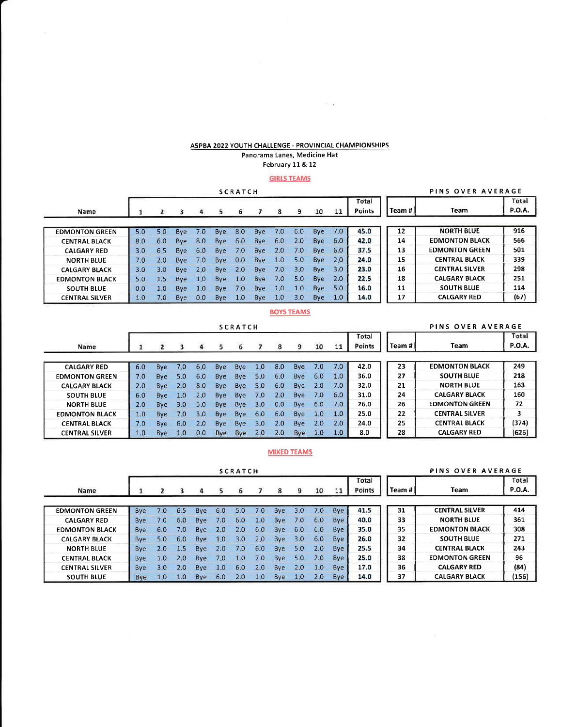ASPBA 2022 YOUTH CHALLENGE - PROVINCIAL CHAMPIONSHIPS

Panorama Lanes, Medicine Hat

February 11 & 12

## GIRLS TEAMS

**SCRATCH**

| Name | 1 | 2 | 3 | 4 | 5 | 6 | 7 | 8 | 9 | 10 | 11 | Total Points |
|---|---|---|---|---|---|---|---|---|---|---|---|---|
| EDMONTON GREEN | 5.0 | 5.0 | Bye | 7.0 | Bye | 8.0 | Bye | 7.0 | 6.0 | Bye | 7.0 | 45.0 |
| CENTRAL BLACK | 8.0 | 6.0 | Bye | 8.0 | Bye | 6.0 | Bye | 6.0 | 2.0 | Bye | 6.0 | 42.0 |
| CALGARY RED | 3.0 | 6.5 | Bye | 6.0 | Bye | 7.0 | Bye | 2.0 | 7.0 | Bye | 6.0 | 37.5 |
| NORTH BLUE | 7.0 | 2.0 | Bye | 7.0 | Bye | 0.0 | Bye | 1.0 | 5.0 | Bye | 2.0 | 24.0 |
| CALGARY BLACK | 3.0 | 3.0 | Bye | 2.0 | Bye | 2.0 | Bye | 7.0 | 3.0 | Bye | 3.0 | 23.0 |
| EDMONTON BLACK | 5.0 | 1.5 | Bye | 1.0 | Bye | 1.0 | Bye | 7.0 | 5.0 | Bye | 2.0 | 22.5 |
| SOUTH BLUE | 0.0 | 1.0 | Bye | 1.0 | Bye | 7.0 | Bye | 1.0 | 1.0 | Bye | 5.0 | 16.0 |
| CENTRAL SILVER | 1.0 | 7.0 | Bye | 0.0 | Bye | 1.0 | Bye | 1.0 | 3.0 | Bye | 1.0 | 14.0 |

**PINS OVER AVERAGE**

| Team # | Team | Total P.O.A. |
|---|---|---|
| 12 | NORTH BLUE | 916 |
| 14 | EDMONTON BLACK | 566 |
| 13 | EDMONTON GREEN | 501 |
| 15 | CENTRAL BLACK | 339 |
| 16 | CENTRAL SILVER | 298 |
| 18 | CALGARY BLACK | 251 |
| 11 | SOUTH BLUE | 114 |
| 17 | CALGARY RED | (67) |

## BOYS TEAMS

**SCRATCH**

| Name | 1 | 2 | 3 | 4 | 5 | 6 | 7 | 8 | 9 | 10 | 11 | Total Points |
|---|---|---|---|---|---|---|---|---|---|---|---|---|
| CALGARY RED | 6.0 | Bye | 7.0 | 6.0 | Bye | Bye | 1.0 | 8.0 | Bye | 7.0 | 7.0 | 42.0 |
| EDMONTON GREEN | 7.0 | Bye | 5.0 | 6.0 | Bye | Bye | 5.0 | 6.0 | Bye | 6.0 | 1.0 | 36.0 |
| CALGARY BLACK | 2.0 | Bye | 2.0 | 8.0 | Bye | Bye | 5.0 | 6.0 | Bye | 2.0 | 7.0 | 32.0 |
| SOUTH BLUE | 6.0 | Bye | 1.0 | 2.0 | Bye | Bye | 7.0 | 2.0 | Bye | 7.0 | 6.0 | 31.0 |
| NORTH BLUE | 2.0 | Bye | 3.0 | 5.0 | Bye | Bye | 3.0 | 0.0 | Bye | 6.0 | 7.0 | 26.0 |
| EDMONTON BLACK | 1.0 | Bye | 7.0 | 3.0 | Bye | Bye | 6.0 | 6.0 | Bye | 1.0 | 1.0 | 25.0 |
| CENTRAL BLACK | 7.0 | Bye | 6.0 | 2.0 | Bye | Bye | 3.0 | 2.0 | Bye | 2.0 | 2.0 | 24.0 |
| CENTRAL SILVER | 1.0 | Bye | 1.0 | 0.0 | Bye | Bye | 2.0 | 2.0 | Bye | 1.0 | 1.0 | 8.0 |

**PINS OVER AVERAGE**

| Team # | Team | Total P.O.A. |
|---|---|---|
| 23 | EDMONTON BLACK | 249 |
| 27 | SOUTH BLUE | 218 |
| 21 | NORTH BLUE | 163 |
| 24 | CALGARY BLACK | 160 |
| 26 | EDMONTON GREEN | 72 |
| 22 | CENTRAL SILVER | 3 |
| 25 | CENTRAL BLACK | (374) |
| 28 | CALGARY RED | (626) |

## MIXED TEAMS

**SCRATCH**

| Name | 1 | 2 | 3 | 4 | 5 | 6 | 7 | 8 | 9 | 10 | 11 | Total Points |
|---|---|---|---|---|---|---|---|---|---|---|---|---|
| EDMONTON GREEN | Bye | 7.0 | 6.5 | Bye | 6.0 | 5.0 | 7.0 | Bye | 3.0 | 7.0 | Bye | 41.5 |
| CALGARY RED | Bye | 7.0 | 6.0 | Bye | 7.0 | 6.0 | 1.0 | Bye | 7.0 | 6.0 | Bye | 40.0 |
| EDMONTON BLACK | Bye | 6.0 | 7.0 | Bye | 2.0 | 2.0 | 6.0 | Bye | 6.0 | 6.0 | Bye | 35.0 |
| CALGARY BLACK | Bye | 5.0 | 6.0 | Bye | 1.0 | 3.0 | 2.0 | Bye | 3.0 | 6.0 | Bye | 26.0 |
| NORTH BLUE | Bye | 2.0 | 1.5 | Bye | 2.0 | 7.0 | 6.0 | Bye | 5.0 | 2.0 | Bye | 25.5 |
| CENTRAL BLACK | Bye | 1.0 | 2.0 | Bye | 7.0 | 1.0 | 7.0 | Bye | 5.0 | 2.0 | Bye | 25.0 |
| CENTRAL SILVER | Bye | 3.0 | 2.0 | Bye | 1.0 | 6.0 | 2.0 | Bye | 2.0 | 1.0 | Bye | 17.0 |
| SOUTH BLUE | Bye | 1.0 | 1.0 | Bye | 6.0 | 2.0 | 1.0 | Bye | 1.0 | 2.0 | Bye | 14.0 |

**PINS OVER AVERAGE**

| Team # | Team | Total P.O.A. |
|---|---|---|
| 31 | CENTRAL SILVER | 414 |
| 33 | NORTH BLUE | 361 |
| 35 | EDMONTON BLACK | 308 |
| 32 | SOUTH BLUE | 271 |
| 34 | CENTRAL BLACK | 243 |
| 38 | EDMONTON GREEN | 96 |
| 36 | CALGARY RED | (84) |
| 37 | CALGARY BLACK | (156) |